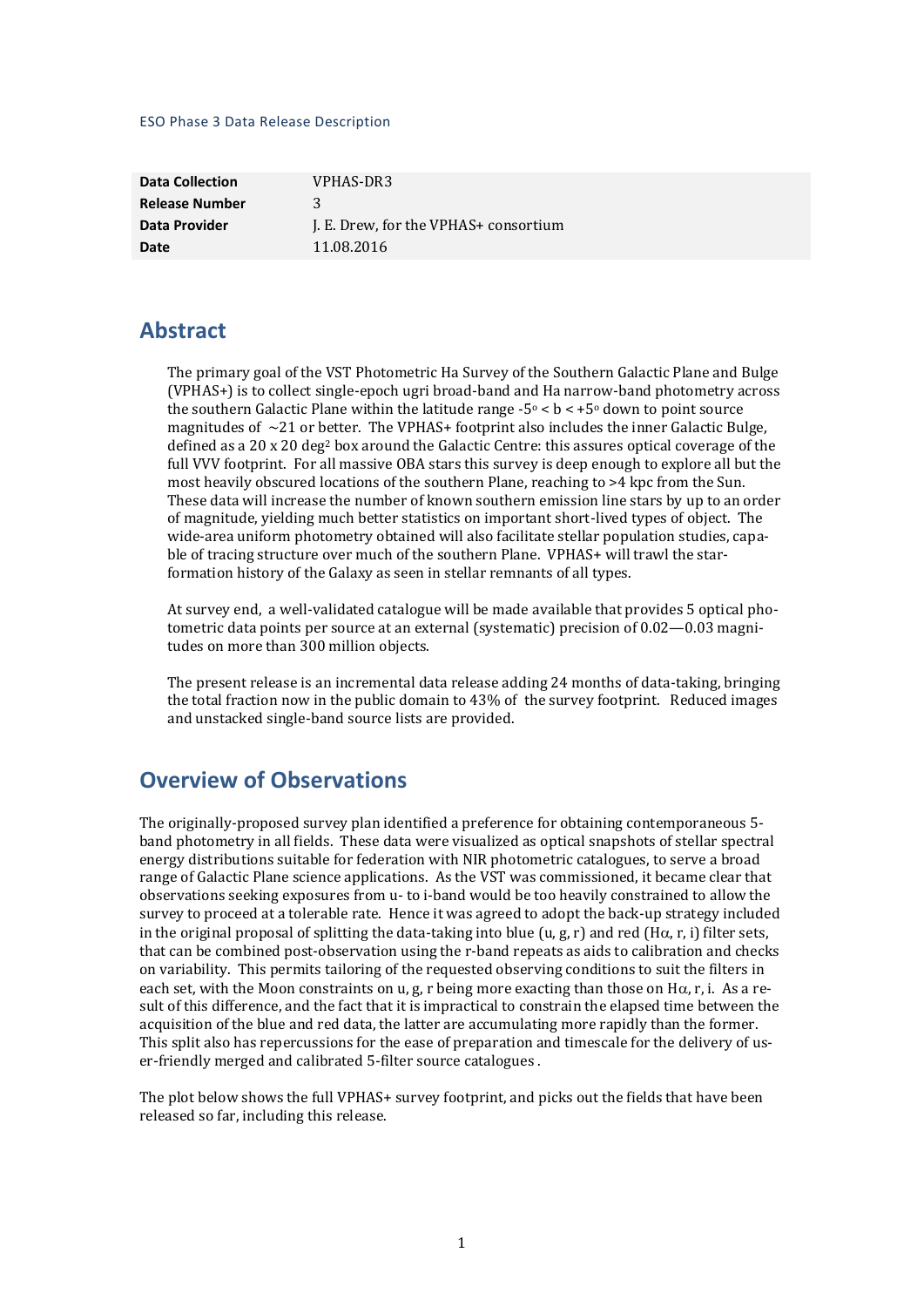ESO Phase 3 Data Release Description

| | |
|---|---|
| **Data Collection** | VPHAS-DR3 |
| **Release Number** | 3 |
| **Data Provider** | J. E. Drew, for the VPHAS+ consortium |
| **Date** | 11.08.2016 |

## Abstract

The primary goal of the VST Photometric Ha Survey of the Southern Galactic Plane and Bulge (VPHAS+) is to collect single-epoch ugri broad-band and Ha narrow-band photometry across the southern Galactic Plane within the latitude range $-5^{\circ} < b < +5^{\circ}$ down to point source magnitudes of ~21 or better. The VPHAS+ footprint also includes the inner Galactic Bulge, defined as a 20 x 20 $\deg^2$ box around the Galactic Centre: this assures optical coverage of the full VVV footprint. For all massive OBA stars this survey is deep enough to explore all but the most heavily obscured locations of the southern Plane, reaching to >4 kpc from the Sun. These data will increase the number of known southern emission line stars by up to an order of magnitude, yielding much better statistics on important short-lived types of object. The wide-area uniform photometry obtained will also facilitate stellar population studies, capable of tracing structure over much of the southern Plane. VPHAS+ will trawl the star-formation history of the Galaxy as seen in stellar remnants of all types.

At survey end, a well-validated catalogue will be made available that provides 5 optical photometric data points per source at an external (systematic) precision of 0.02—0.03 magnitudes on more than 300 million objects.

The present release is an incremental data release adding 24 months of data-taking, bringing the total fraction now in the public domain to 43% of the survey footprint. Reduced images and unstacked single-band source lists are provided.

## Overview of Observations

The originally-proposed survey plan identified a preference for obtaining contemporaneous 5-band photometry in all fields. These data were visualized as optical snapshots of stellar spectral energy distributions suitable for federation with NIR photometric catalogues, to serve a broad range of Galactic Plane science applications. As the VST was commissioned, it became clear that observations seeking exposures from u- to i-band would be too heavily constrained to allow the survey to proceed at a tolerable rate. Hence it was agreed to adopt the back-up strategy included in the original proposal of splitting the data-taking into blue (u, g, r) and red (H$\alpha$, r, i) filter sets, that can be combined post-observation using the r-band repeats as aids to calibration and checks on variability. This permits tailoring of the requested observing conditions to suit the filters in each set, with the Moon constraints on u, g, r being more exacting than those on H$\alpha$, r, i. As a result of this difference, and the fact that it is impractical to constrain the elapsed time between the acquisition of the blue and red data, the latter are accumulating more rapidly than the former. This split also has repercussions for the ease of preparation and timescale for the delivery of user-friendly merged and calibrated 5-filter source catalogues .

The plot below shows the full VPHAS+ survey footprint, and picks out the fields that have been released so far, including this release.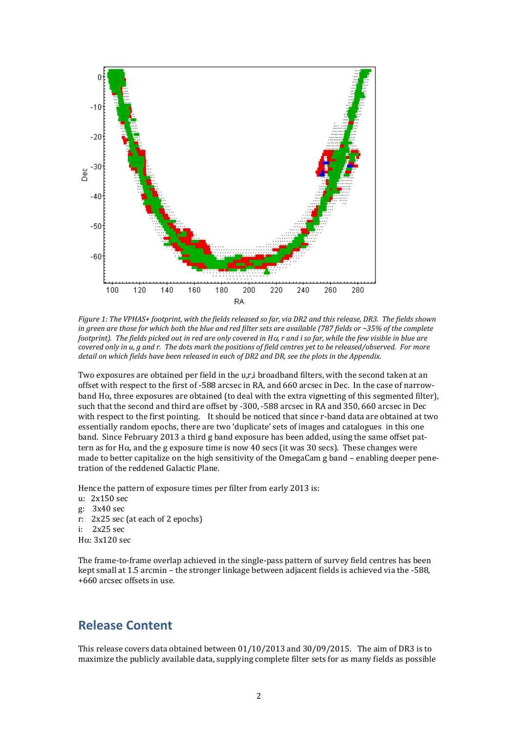*Figure 1: The VPHAS+ footprint, with the fields released so far, via DR2 and this release, DR3. The fields shown in green are those for which both the blue and red filter sets are available (787 fields or ~35% of the complete footprint). The fields picked out in red are only covered in Hα, r and i so far, while the few visible in blue are covered only in u, g and r. The dots mark the positions of field centres yet to be released/observed. For more detail on which fields have been released in each of DR2 and DR, see the plots in the Appendix.*

Two exposures are obtained per field in the u,r,i broadband filters, with the second taken at an offset with respect to the first of -588 arcsec in RA, and 660 arcsec in Dec. In the case of narrow-band Hα, three exposures are obtained (to deal with the extra vignetting of this segmented filter), such that the second and third are offset by -300, -588 arcsec in RA and 350, 660 arcsec in Dec with respect to the first pointing. It should be noticed that since r-band data are obtained at two essentially random epochs, there are two 'duplicate' sets of images and catalogues in this one band. Since February 2013 a third g band exposure has been added, using the same offset pattern as for Hα, and the g exposure time is now 40 secs (it was 30 secs). These changes were made to better capitalize on the high sensitivity of the OmegaCam g band – enabling deeper penetration of the reddened Galactic Plane.

Hence the pattern of exposure times per filter from early 2013 is:

u: 2x150 sec
g: 3x40 sec
r: 2x25 sec (at each of 2 epochs)
i: 2x25 sec
Hα: 3x120 sec

The frame-to-frame overlap achieved in the single-pass pattern of survey field centres has been kept small at 1.5 arcmin – the stronger linkage between adjacent fields is achieved via the -588, +660 arcsec offsets in use.

## Release Content

This release covers data obtained between 01/10/2013 and 30/09/2015. The aim of DR3 is to maximize the publicly available data, supplying complete filter sets for as many fields as possible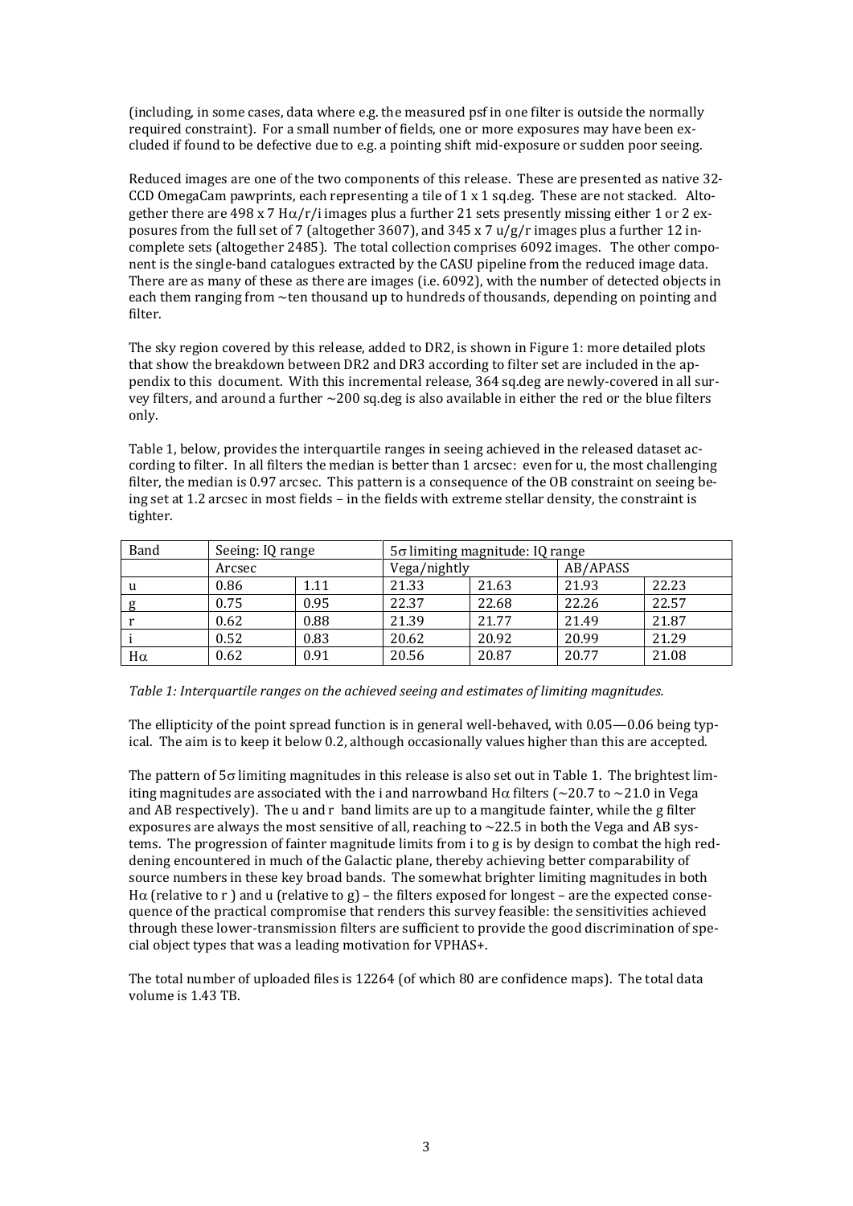(including, in some cases, data where e.g. the measured psf in one filter is outside the normally required constraint). For a small number of fields, one or more exposures may have been excluded if found to be defective due to e.g. a pointing shift mid-exposure or sudden poor seeing.

Reduced images are one of the two components of this release. These are presented as native 32-CCD OmegaCam pawprints, each representing a tile of 1 x 1 sq.deg. These are not stacked. Altogether there are 498 x 7 H$\alpha$/r/i images plus a further 21 sets presently missing either 1 or 2 exposures from the full set of 7 (altogether 3607), and 345 x 7 u/g/r images plus a further 12 incomplete sets (altogether 2485). The total collection comprises 6092 images. The other component is the single-band catalogues extracted by the CASU pipeline from the reduced image data. There are as many of these as there are images (i.e. 6092), with the number of detected objects in each them ranging from ~ten thousand up to hundreds of thousands, depending on pointing and filter.

The sky region covered by this release, added to DR2, is shown in Figure 1: more detailed plots that show the breakdown between DR2 and DR3 according to filter set are included in the appendix to this document. With this incremental release, 364 sq.deg are newly-covered in all survey filters, and around a further ~200 sq.deg is also available in either the red or the blue filters only.

Table 1, below, provides the interquartile ranges in seeing achieved in the released dataset according to filter. In all filters the median is better than 1 arcsec: even for u, the most challenging filter, the median is 0.97 arcsec. This pattern is a consequence of the OB constraint on seeing being set at 1.2 arcsec in most fields – in the fields with extreme stellar density, the constraint is tighter.

| Band | Seeing: IQ range | | 5$\sigma$ limiting magnitude: IQ range | | | |
|---|---|---|---|---|---|---|
| | Arcsec | | Vega/nightly | | AB/APASS | |
| u | 0.86 | 1.11 | 21.33 | 21.63 | 21.93 | 22.23 |
| g | 0.75 | 0.95 | 22.37 | 22.68 | 22.26 | 22.57 |
| r | 0.62 | 0.88 | 21.39 | 21.77 | 21.49 | 21.87 |
| i | 0.52 | 0.83 | 20.62 | 20.92 | 20.99 | 21.29 |
| H$\alpha$ | 0.62 | 0.91 | 20.56 | 20.87 | 20.77 | 21.08 |

*Table 1: Interquartile ranges on the achieved seeing and estimates of limiting magnitudes.*

The ellipticity of the point spread function is in general well-behaved, with 0.05—0.06 being typical. The aim is to keep it below 0.2, although occasionally values higher than this are accepted.

The pattern of 5$\sigma$ limiting magnitudes in this release is also set out in Table 1. The brightest limiting magnitudes are associated with the i and narrowband H$\alpha$ filters (~20.7 to ~21.0 in Vega and AB respectively). The u and r band limits are up to a mangitude fainter, while the g filter exposures are always the most sensitive of all, reaching to ~22.5 in both the Vega and AB systems. The progression of fainter magnitude limits from i to g is by design to combat the high reddening encountered in much of the Galactic plane, thereby achieving better comparability of source numbers in these key broad bands. The somewhat brighter limiting magnitudes in both H$\alpha$ (relative to r ) and u (relative to g) – the filters exposed for longest – are the expected consequence of the practical compromise that renders this survey feasible: the sensitivities achieved through these lower-transmission filters are sufficient to provide the good discrimination of special object types that was a leading motivation for VPHAS+.

The total number of uploaded files is 12264 (of which 80 are confidence maps). The total data volume is 1.43 TB.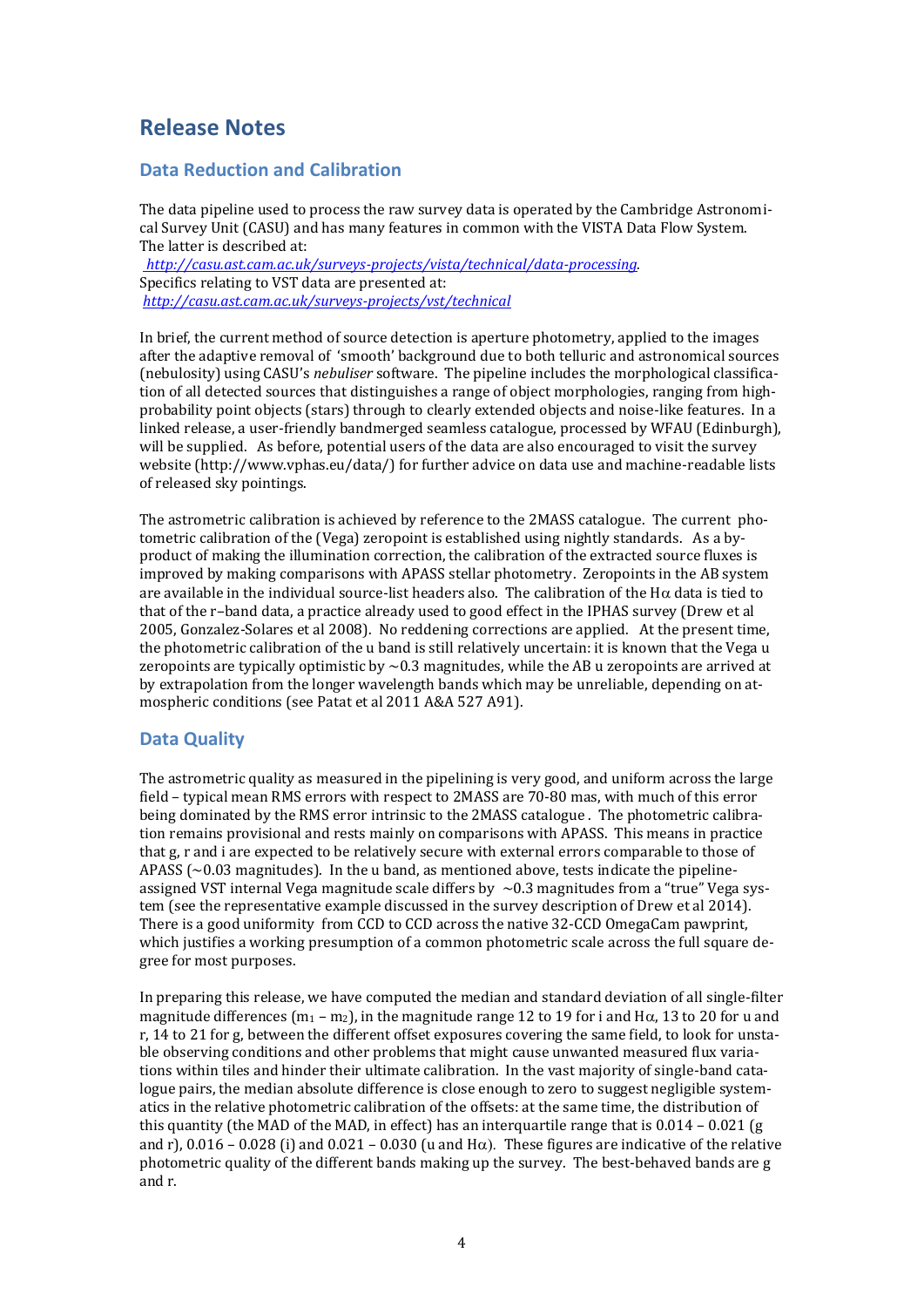# Release Notes

## Data Reduction and Calibration

The data pipeline used to process the raw survey data is operated by the Cambridge Astronomical Survey Unit (CASU) and has many features in common with the VISTA Data Flow System. The latter is described at:
*http://casu.ast.cam.ac.uk/surveys-projects/vista/technical/data-processing*.
Specifics relating to VST data are presented at:
*http://casu.ast.cam.ac.uk/surveys-projects/vst/technical*

In brief, the current method of source detection is aperture photometry, applied to the images after the adaptive removal of 'smooth' background due to both telluric and astronomical sources (nebulosity) using CASU's *nebuliser* software. The pipeline includes the morphological classification of all detected sources that distinguishes a range of object morphologies, ranging from high-probability point objects (stars) through to clearly extended objects and noise-like features. In a linked release, a user-friendly bandmerged seamless catalogue, processed by WFAU (Edinburgh), will be supplied. As before, potential users of the data are also encouraged to visit the survey website (http://www.vphas.eu/data/) for further advice on data use and machine-readable lists of released sky pointings.

The astrometric calibration is achieved by reference to the 2MASS catalogue. The current photometric calibration of the (Vega) zeropoint is established using nightly standards. As a by-product of making the illumination correction, the calibration of the extracted source fluxes is improved by making comparisons with APASS stellar photometry. Zeropoints in the AB system are available in the individual source-list headers also. The calibration of the Hα data is tied to that of the r–band data, a practice already used to good effect in the IPHAS survey (Drew et al 2005, Gonzalez-Solares et al 2008). No reddening corrections are applied. At the present time, the photometric calibration of the u band is still relatively uncertain: it is known that the Vega u zeropoints are typically optimistic by ~0.3 magnitudes, while the AB u zeropoints are arrived at by extrapolation from the longer wavelength bands which may be unreliable, depending on atmospheric conditions (see Patat et al 2011 A&A 527 A91).

## Data Quality

The astrometric quality as measured in the pipelining is very good, and uniform across the large field – typical mean RMS errors with respect to 2MASS are 70-80 mas, with much of this error being dominated by the RMS error intrinsic to the 2MASS catalogue. The photometric calibration remains provisional and rests mainly on comparisons with APASS. This means in practice that g, r and i are expected to be relatively secure with external errors comparable to those of APASS (~0.03 magnitudes). In the u band, as mentioned above, tests indicate the pipeline-assigned VST internal Vega magnitude scale differs by ~0.3 magnitudes from a "true" Vega system (see the representative example discussed in the survey description of Drew et al 2014). There is a good uniformity from CCD to CCD across the native 32-CCD OmegaCam pawprint, which justifies a working presumption of a common photometric scale across the full square degree for most purposes.

In preparing this release, we have computed the median and standard deviation of all single-filter magnitude differences ($m_1 - m_2$), in the magnitude range 12 to 19 for i and Hα, 13 to 20 for u and r, 14 to 21 for g, between the different offset exposures covering the same field, to look for unstable observing conditions and other problems that might cause unwanted measured flux variations within tiles and hinder their ultimate calibration. In the vast majority of single-band catalogue pairs, the median absolute difference is close enough to zero to suggest negligible systematics in the relative photometric calibration of the offsets: at the same time, the distribution of this quantity (the MAD of the MAD, in effect) has an interquartile range that is 0.014 – 0.021 (g and r), 0.016 – 0.028 (i) and 0.021 – 0.030 (u and Hα). These figures are indicative of the relative photometric quality of the different bands making up the survey. The best-behaved bands are g and r.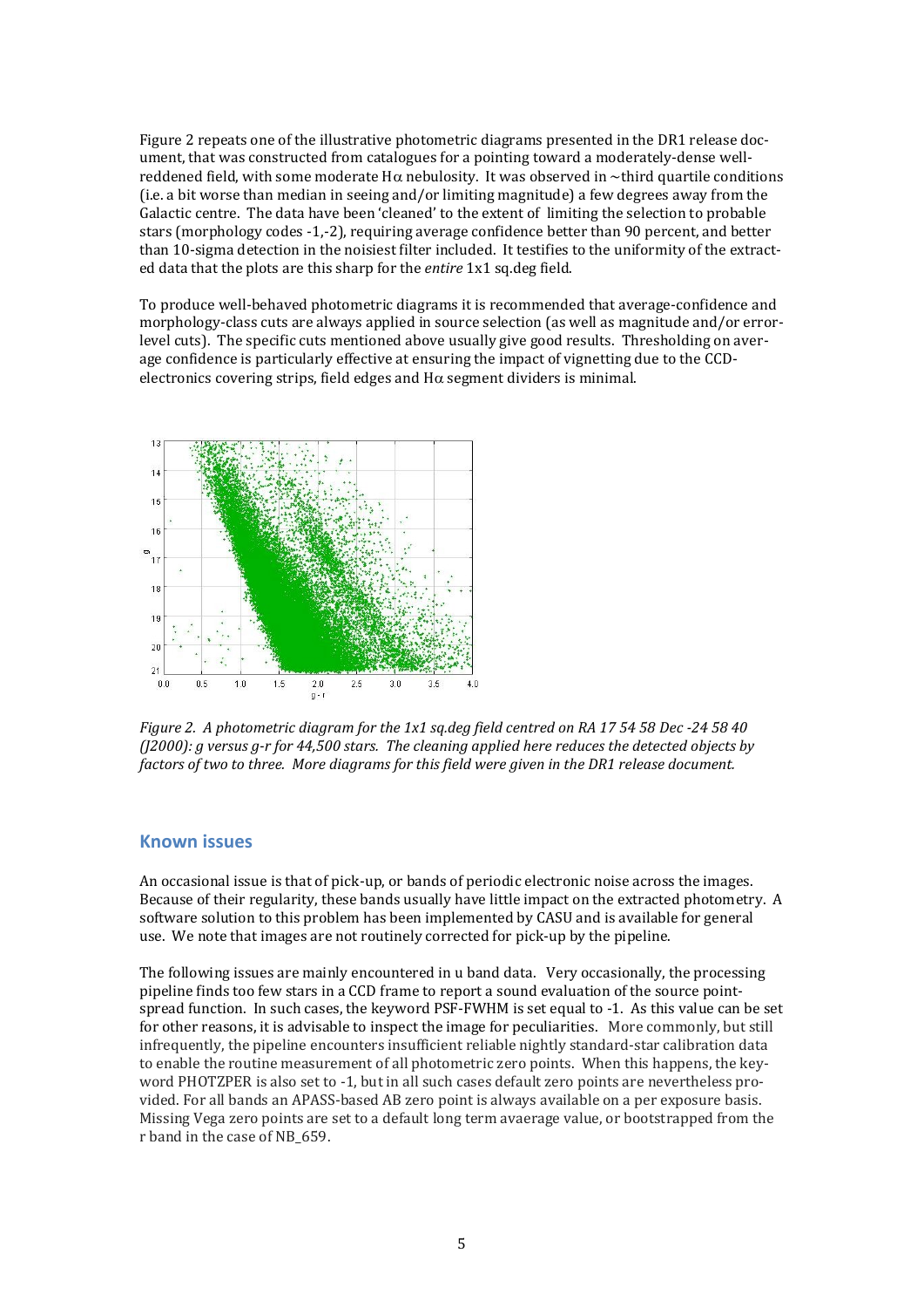Figure 2 repeats one of the illustrative photometric diagrams presented in the DR1 release document, that was constructed from catalogues for a pointing toward a moderately-dense well-reddened field, with some moderate Hα nebulosity. It was observed in ~third quartile conditions (i.e. a bit worse than median in seeing and/or limiting magnitude) a few degrees away from the Galactic centre. The data have been 'cleaned' to the extent of limiting the selection to probable stars (morphology codes -1,-2), requiring average confidence better than 90 percent, and better than 10-sigma detection in the noisiest filter included. It testifies to the uniformity of the extracted data that the plots are this sharp for the *entire* 1x1 sq.deg field.

To produce well-behaved photometric diagrams it is recommended that average-confidence and morphology-class cuts are always applied in source selection (as well as magnitude and/or error-level cuts). The specific cuts mentioned above usually give good results. Thresholding on average confidence is particularly effective at ensuring the impact of vignetting due to the CCD-electronics covering strips, field edges and Hα segment dividers is minimal.

*Figure 2. A photometric diagram for the 1x1 sq.deg field centred on RA 17 54 58 Dec -24 58 40 (J2000): g versus g-r for 44,500 stars. The cleaning applied here reduces the detected objects by factors of two to three. More diagrams for this field were given in the DR1 release document.*

## Known issues

An occasional issue is that of pick-up, or bands of periodic electronic noise across the images. Because of their regularity, these bands usually have little impact on the extracted photometry. A software solution to this problem has been implemented by CASU and is available for general use. We note that images are not routinely corrected for pick-up by the pipeline.

The following issues are mainly encountered in u band data. Very occasionally, the processing pipeline finds too few stars in a CCD frame to report a sound evaluation of the source point-spread function. In such cases, the keyword PSF-FWHM is set equal to -1. As this value can be set for other reasons, it is advisable to inspect the image for peculiarities. More commonly, but still infrequently, the pipeline encounters insufficient reliable nightly standard-star calibration data to enable the routine measurement of all photometric zero points. When this happens, the keyword PHOTZPER is also set to -1, but in all such cases default zero points are nevertheless provided. For all bands an APASS-based AB zero point is always available on a per exposure basis. Missing Vega zero points are set to a default long term avaerage value, or bootstrapped from the r band in the case of NB_659.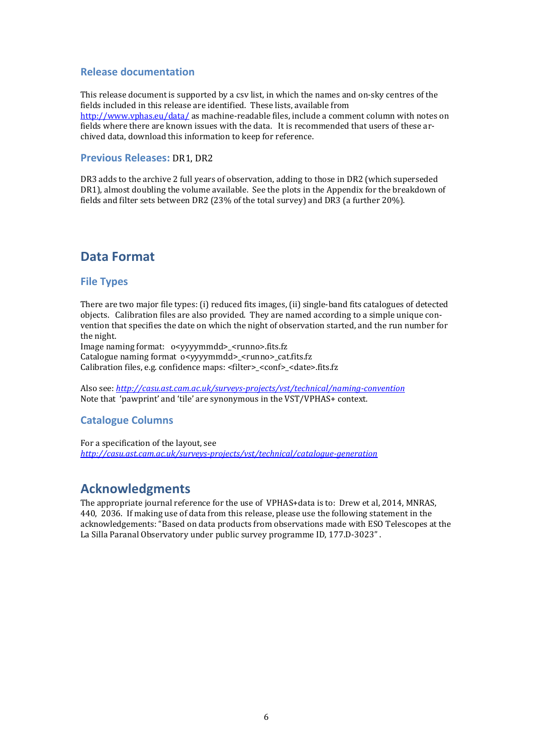### Release documentation

This release document is supported by a csv list, in which the names and on-sky centres of the fields included in this release are identified. These lists, available from http://www.vphas.eu/data/ as machine-readable files, include a comment column with notes on fields where there are known issues with the data. It is recommended that users of these archived data, download this information to keep for reference.

### Previous Releases: DR1, DR2

DR3 adds to the archive 2 full years of observation, adding to those in DR2 (which superseded DR1), almost doubling the volume available. See the plots in the Appendix for the breakdown of fields and filter sets between DR2 (23% of the total survey) and DR3 (a further 20%).

## Data Format

### File Types

There are two major file types: (i) reduced fits images, (ii) single-band fits catalogues of detected objects. Calibration files are also provided. They are named according to a simple unique convention that specifies the date on which the night of observation started, and the run number for the night.

Image naming format: o<yyyymmdd>_<runno>.fits.fz
Catalogue naming format o<yyyymmdd>_<runno>_cat.fits.fz
Calibration files, e.g. confidence maps: <filter>_<conf>_<date>.fits.fz

Also see: *http://casu.ast.cam.ac.uk/surveys-projects/vst/technical/naming-convention*
Note that 'pawprint' and 'tile' are synonymous in the VST/VPHAS+ context.

### Catalogue Columns

For a specification of the layout, see
*http://casu.ast.cam.ac.uk/surveys-projects/vst/technical/catalogue-generation*

## Acknowledgments

The appropriate journal reference for the use of VPHAS+data is to: Drew et al, 2014, MNRAS, 440, 2036. If making use of data from this release, please use the following statement in the acknowledgements: "Based on data products from observations made with ESO Telescopes at the La Silla Paranal Observatory under public survey programme ID, 177.D-3023".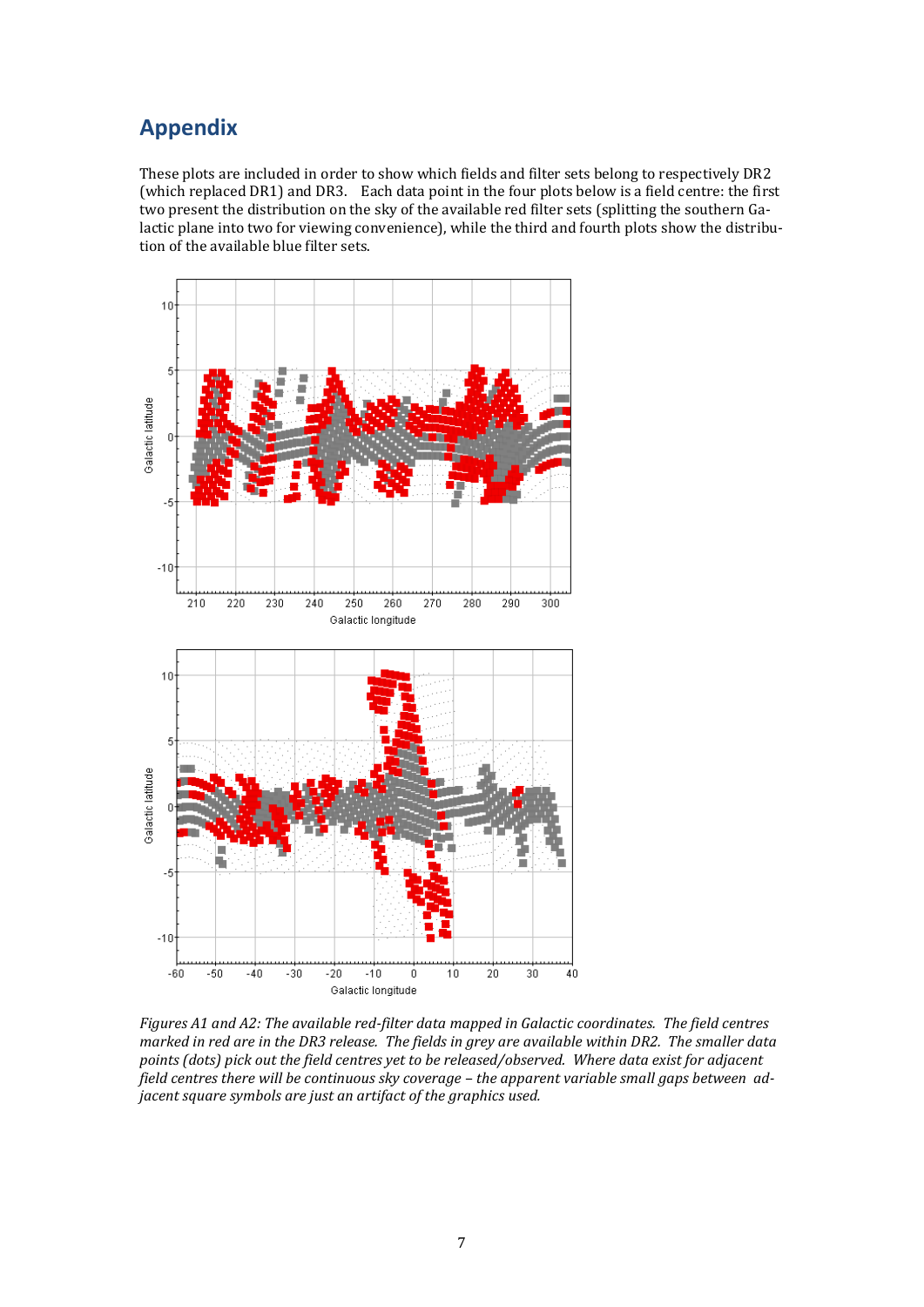## Appendix

These plots are included in order to show which fields and filter sets belong to respectively DR2 (which replaced DR1) and DR3. Each data point in the four plots below is a field centre: the first two present the distribution on the sky of the available red filter sets (splitting the southern Galactic plane into two for viewing convenience), while the third and fourth plots show the distribution of the available blue filter sets.

*Figures A1 and A2: The available red-filter data mapped in Galactic coordinates. The field centres marked in red are in the DR3 release. The fields in grey are available within DR2. The smaller data points (dots) pick out the field centres yet to be released/observed. Where data exist for adjacent field centres there will be continuous sky coverage – the apparent variable small gaps between adjacent square symbols are just an artifact of the graphics used.*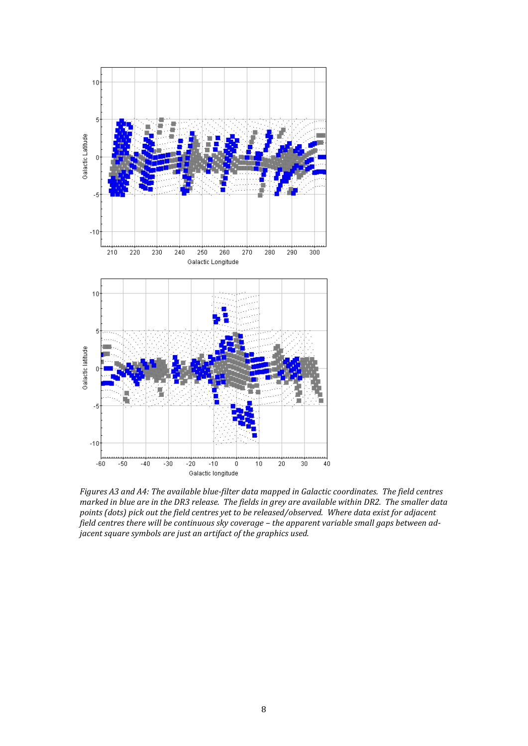10

5

0

-5

-10

Galactic Latitude

210 220 230 240 250 260 270 280 290 300

Galactic Longitude

10

5

0

-5

-10

Galactic latitude

-60 -50 -40 -30 -20 -10 0 10 20 30 40

Galactic longitude

*Figures A3 and A4: The available blue-filter data mapped in Galactic coordinates. The field centres marked in blue are in the DR3 release. The fields in grey are available within DR2. The smaller data points (dots) pick out the field centres yet to be released/observed. Where data exist for adjacent field centres there will be continuous sky coverage – the apparent variable small gaps between adjacent square symbols are just an artifact of the graphics used.*